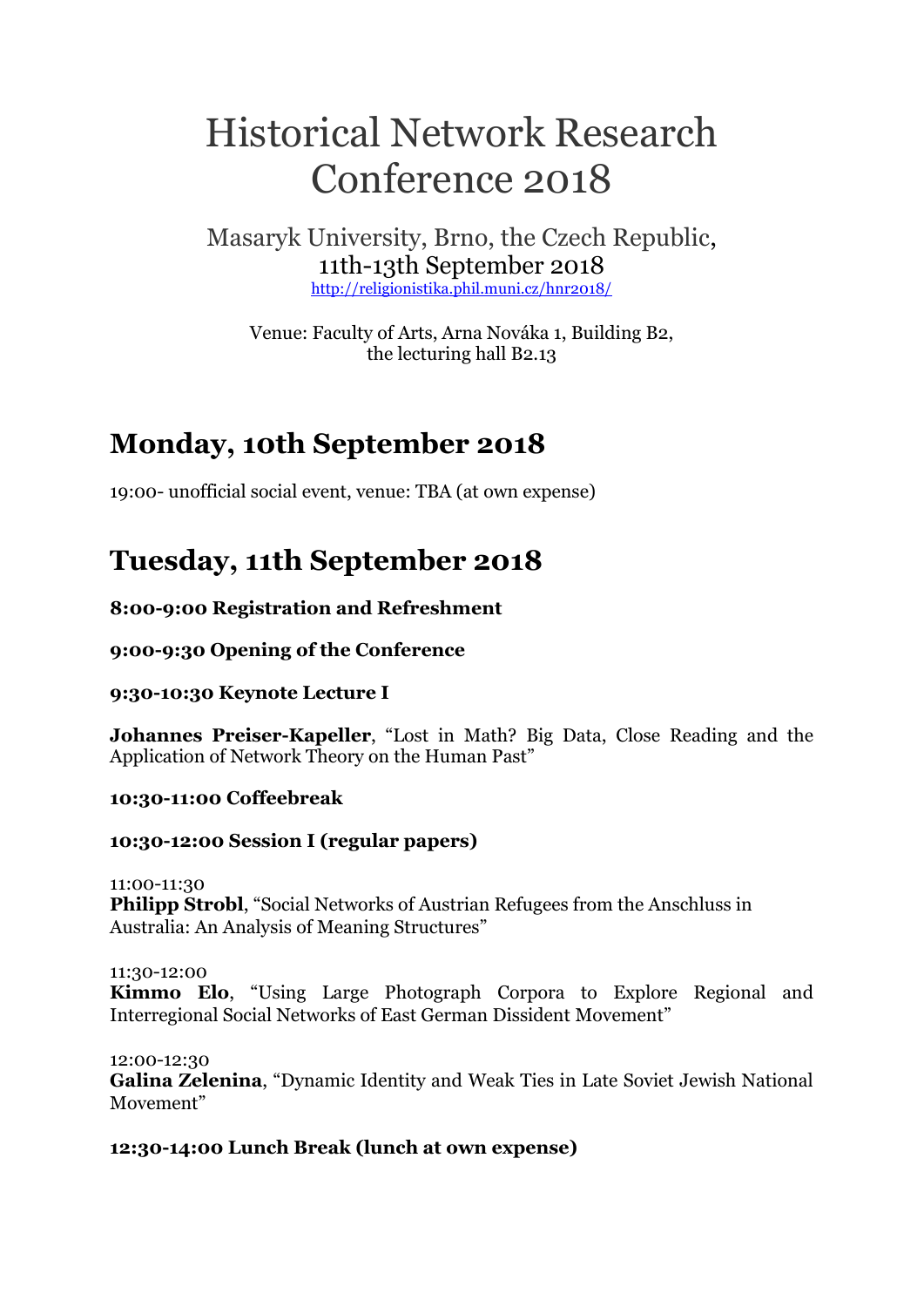# Historical Network Research Conference 2018

Masaryk University, Brno, the Czech Republic,
11th-13th September 2018
http://religionistika.phil.muni.cz/hnr2018/

Venue: Faculty of Arts, Arna Nováka 1, Building B2,
the lecturing hall B2.13

## Monday, 10th September 2018

19:00- unofficial social event, venue: TBA (at own expense)

## Tuesday, 11th September 2018

**8:00-9:00 Registration and Refreshment**

**9:00-9:30 Opening of the Conference**

**9:30-10:30 Keynote Lecture I**

**Johannes Preiser-Kapeller**, "Lost in Math? Big Data, Close Reading and the Application of Network Theory on the Human Past"

**10:30-11:00 Coffeebreak**

**10:30-12:00 Session I (regular papers)**

11:00-11:30
**Philipp Strobl**, "Social Networks of Austrian Refugees from the Anschluss in Australia: An Analysis of Meaning Structures"

11:30-12:00
**Kimmo Elo**, "Using Large Photograph Corpora to Explore Regional and Interregional Social Networks of East German Dissident Movement"

12:00-12:30
**Galina Zelenina**, "Dynamic Identity and Weak Ties in Late Soviet Jewish National Movement"

**12:30-14:00 Lunch Break (lunch at own expense)**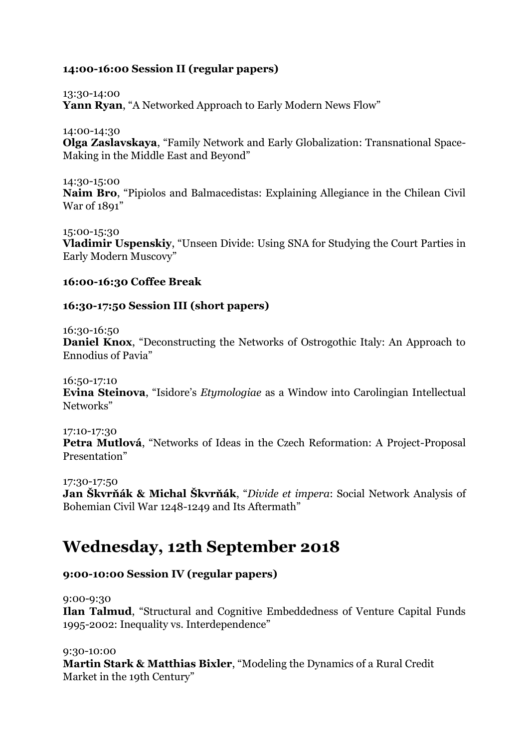**14:00-16:00 Session II (regular papers)**

13:30-14:00
**Yann Ryan**, "A Networked Approach to Early Modern News Flow"

14:00-14:30
**Olga Zaslavskaya**, "Family Network and Early Globalization: Transnational Space-Making in the Middle East and Beyond"

14:30-15:00
**Naim Bro**, "Pipiolos and Balmacedistas: Explaining Allegiance in the Chilean Civil War of 1891"

15:00-15:30
**Vladimir Uspenskiy**, "Unseen Divide: Using SNA for Studying the Court Parties in Early Modern Muscovy"

**16:00-16:30 Coffee Break**

**16:30-17:50 Session III (short papers)**

16:30-16:50
**Daniel Knox**, "Deconstructing the Networks of Ostrogothic Italy: An Approach to Ennodius of Pavia"

16:50-17:10
**Evina Steinova**, "Isidore's *Etymologiae* as a Window into Carolingian Intellectual Networks"

17:10-17:30
**Petra Mutlová**, "Networks of Ideas in the Czech Reformation: A Project-Proposal Presentation"

17:30-17:50
**Jan Škvrňák & Michal Škvrňák**, "*Divide et impera*: Social Network Analysis of Bohemian Civil War 1248-1249 and Its Aftermath"

# Wednesday, 12th September 2018

**9:00-10:00 Session IV (regular papers)**

9:00-9:30
**Ilan Talmud**, "Structural and Cognitive Embeddedness of Venture Capital Funds 1995-2002: Inequality vs. Interdependence"

9:30-10:00
**Martin Stark & Matthias Bixler**, "Modeling the Dynamics of a Rural Credit Market in the 19th Century"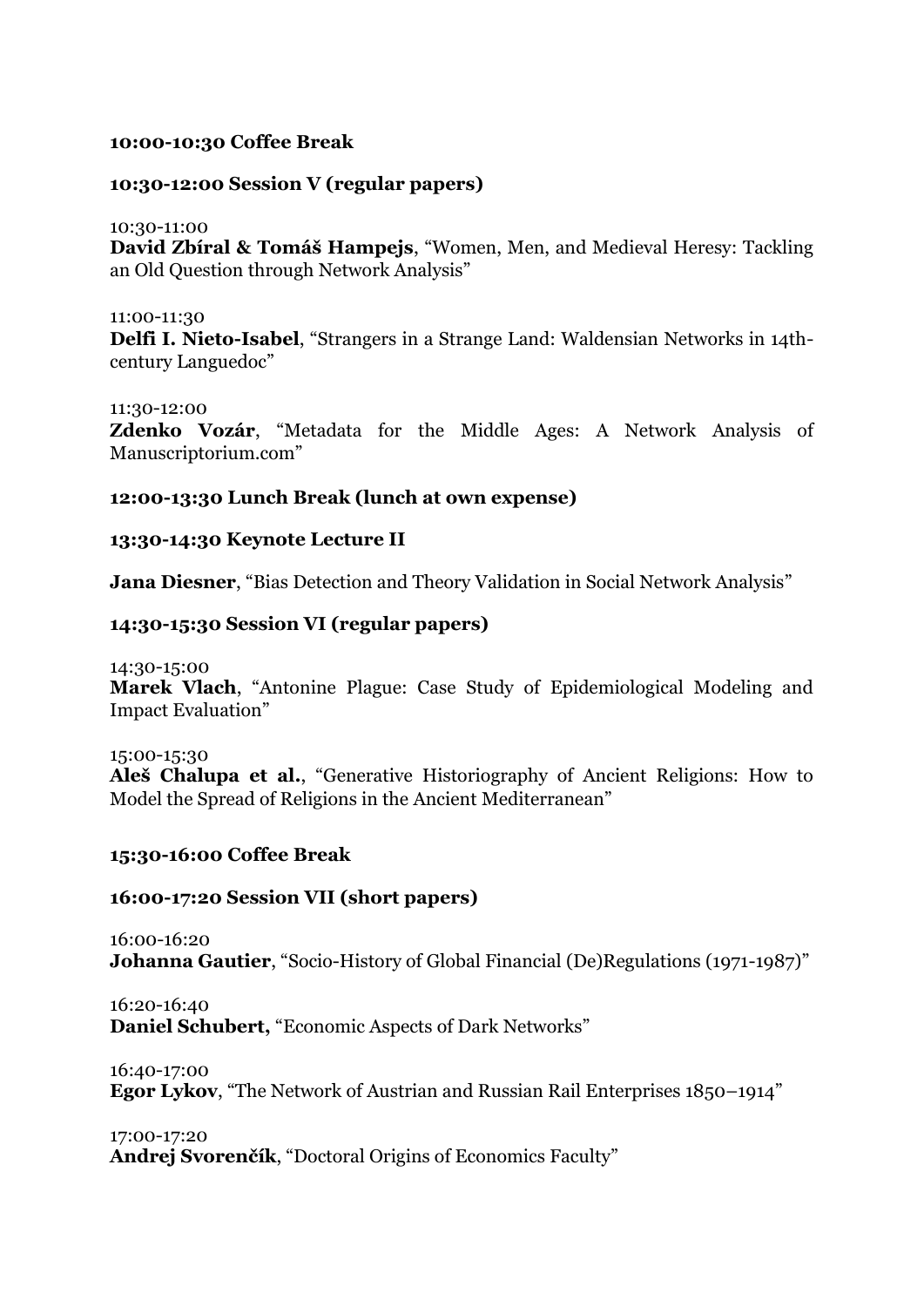**10:00-10:30 Coffee Break**

**10:30-12:00 Session V (regular papers)**

10:30-11:00
**David Zbíral & Tomáš Hampejs**, "Women, Men, and Medieval Heresy: Tackling an Old Question through Network Analysis"

11:00-11:30
**Delfi I. Nieto-Isabel**, "Strangers in a Strange Land: Waldensian Networks in 14th-century Languedoc"

11:30-12:00
**Zdenko Vozár**, "Metadata for the Middle Ages: A Network Analysis of Manuscriptorium.com"

**12:00-13:30 Lunch Break (lunch at own expense)**

**13:30-14:30 Keynote Lecture II**

**Jana Diesner**, "Bias Detection and Theory Validation in Social Network Analysis"

**14:30-15:30 Session VI (regular papers)**

14:30-15:00
**Marek Vlach**, "Antonine Plague: Case Study of Epidemiological Modeling and Impact Evaluation"

15:00-15:30
**Aleš Chalupa et al.**, "Generative Historiography of Ancient Religions: How to Model the Spread of Religions in the Ancient Mediterranean"

**15:30-16:00 Coffee Break**

**16:00-17:20 Session VII (short papers)**

16:00-16:20
**Johanna Gautier**, "Socio-History of Global Financial (De)Regulations (1971-1987)"

16:20-16:40
**Daniel Schubert,** "Economic Aspects of Dark Networks"

16:40-17:00
**Egor Lykov**, "The Network of Austrian and Russian Rail Enterprises 1850–1914"

17:00-17:20
**Andrej Svorenčík**, "Doctoral Origins of Economics Faculty"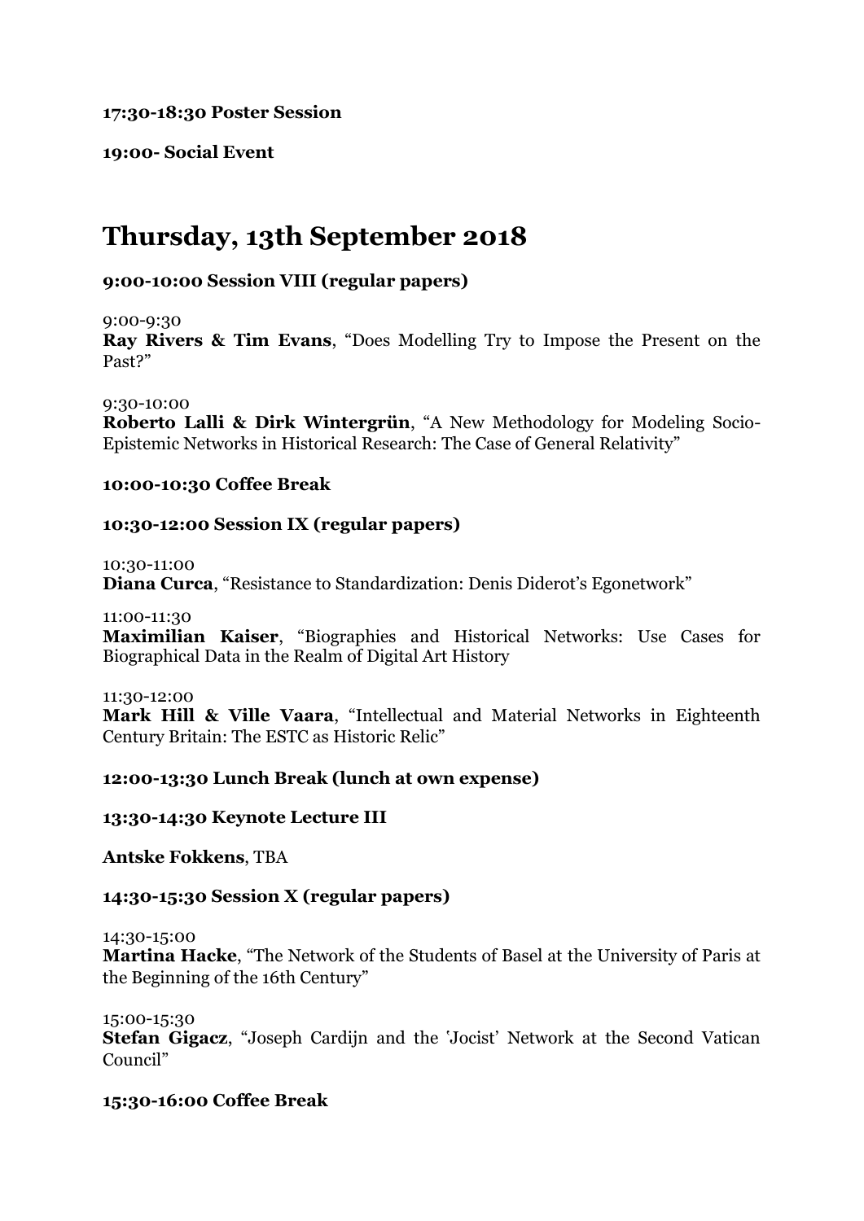**17:30-18:30 Poster Session**

**19:00- Social Event**

# Thursday, 13th September 2018

**9:00-10:00 Session VIII (regular papers)**

9:00-9:30
**Ray Rivers & Tim Evans**, "Does Modelling Try to Impose the Present on the Past?"

9:30-10:00
**Roberto Lalli & Dirk Wintergrün**, "A New Methodology for Modeling Socio-Epistemic Networks in Historical Research: The Case of General Relativity"

**10:00-10:30 Coffee Break**

**10:30-12:00 Session IX (regular papers)**

10:30-11:00
**Diana Curca**, "Resistance to Standardization: Denis Diderot's Egonetwork"

11:00-11:30
**Maximilian Kaiser**, "Biographies and Historical Networks: Use Cases for Biographical Data in the Realm of Digital Art History

11:30-12:00
**Mark Hill & Ville Vaara**, "Intellectual and Material Networks in Eighteenth Century Britain: The ESTC as Historic Relic"

**12:00-13:30 Lunch Break (lunch at own expense)**

**13:30-14:30 Keynote Lecture III**

**Antske Fokkens**, TBA

**14:30-15:30 Session X (regular papers)**

14:30-15:00
**Martina Hacke**, "The Network of the Students of Basel at the University of Paris at the Beginning of the 16th Century"

15:00-15:30
**Stefan Gigacz**, "Joseph Cardijn and the 'Jocist' Network at the Second Vatican Council"

**15:30-16:00 Coffee Break**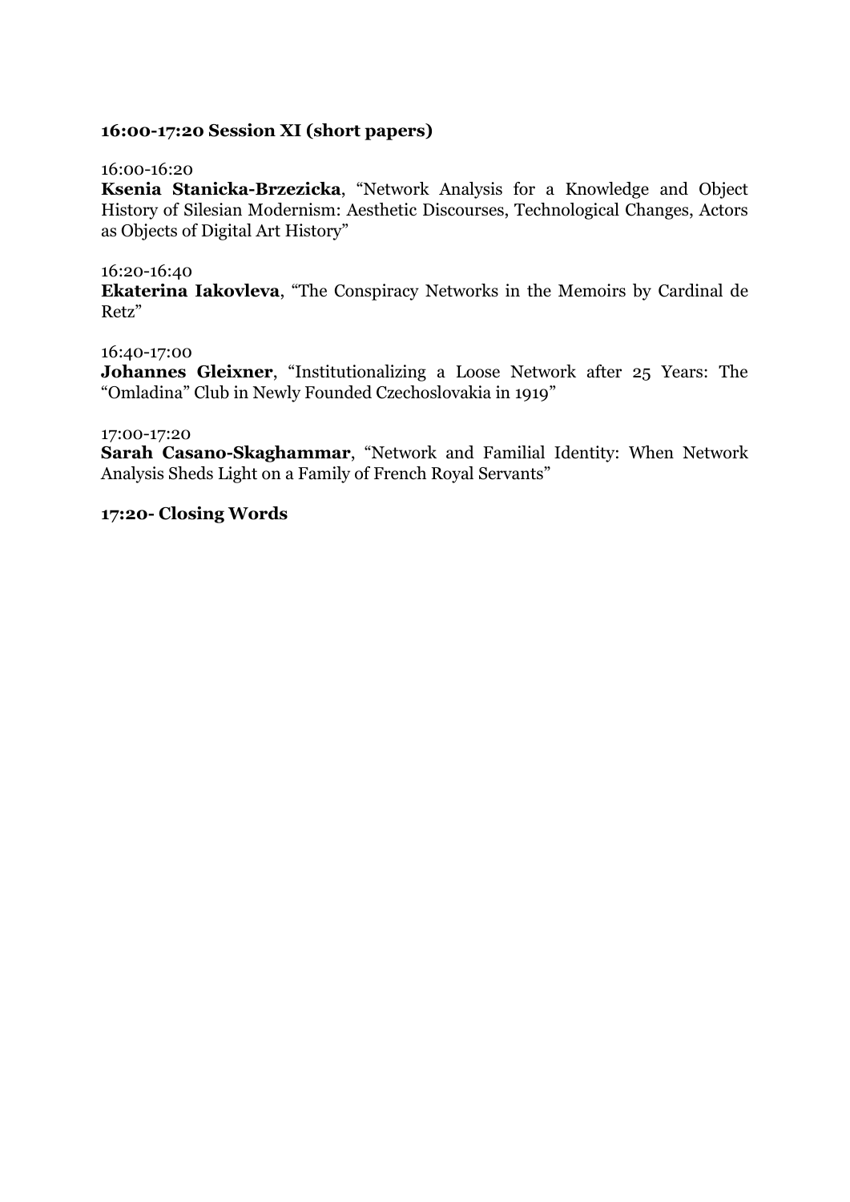**16:00-17:20 Session XI (short papers)**

16:00-16:20
**Ksenia Stanicka-Brzezicka**, "Network Analysis for a Knowledge and Object History of Silesian Modernism: Aesthetic Discourses, Technological Changes, Actors as Objects of Digital Art History"

16:20-16:40
**Ekaterina Iakovleva**, "The Conspiracy Networks in the Memoirs by Cardinal de Retz"

16:40-17:00
**Johannes Gleixner**, "Institutionalizing a Loose Network after 25 Years: The "Omladina" Club in Newly Founded Czechoslovakia in 1919"

17:00-17:20
**Sarah Casano-Skaghammar**, "Network and Familial Identity: When Network Analysis Sheds Light on a Family of French Royal Servants"

**17:20- Closing Words**